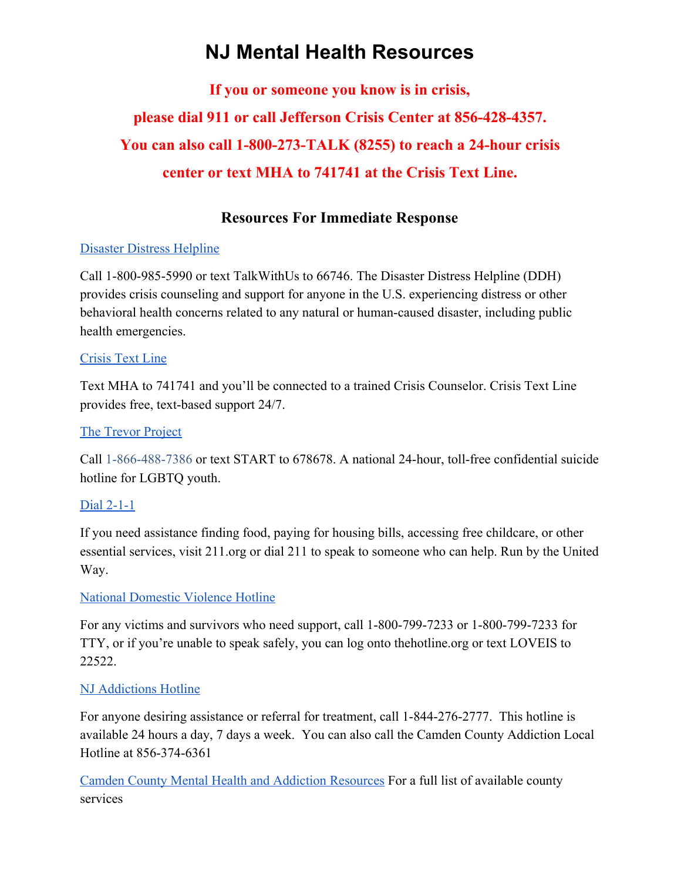# NJ Mental Health Resources

**If you or someone you know is in crisis,**

**please dial 911 or call Jefferson Crisis Center at 856-428-4357.**

**You can also call 1-800-273-TALK (8255) to reach a 24-hour crisis center or text MHA to 741741 at the Crisis Text Line.**

## Resources For Immediate Response

Disaster Distress Helpline

Call 1-800-985-5990 or text TalkWithUs to 66746. The Disaster Distress Helpline (DDH) provides crisis counseling and support for anyone in the U.S. experiencing distress or other behavioral health concerns related to any natural or human-caused disaster, including public health emergencies.

Crisis Text Line

Text MHA to 741741 and you'll be connected to a trained Crisis Counselor. Crisis Text Line provides free, text-based support 24/7.

The Trevor Project

Call 1-866-488-7386 or text START to 678678. A national 24-hour, toll-free confidential suicide hotline for LGBTQ youth.

Dial 2-1-1

If you need assistance finding food, paying for housing bills, accessing free childcare, or other essential services, visit 211.org or dial 211 to speak to someone who can help. Run by the United Way.

National Domestic Violence Hotline

For any victims and survivors who need support, call 1-800-799-7233 or 1-800-799-7233 for TTY, or if you're unable to speak safely, you can log onto thehotline.org or text LOVEIS to 22522.

NJ Addictions Hotline

For anyone desiring assistance or referral for treatment, call 1-844-276-2777. This hotline is available 24 hours a day, 7 days a week. You can also call the Camden County Addiction Local Hotline at 856-374-6361

Camden County Mental Health and Addiction Resources For a full list of available county services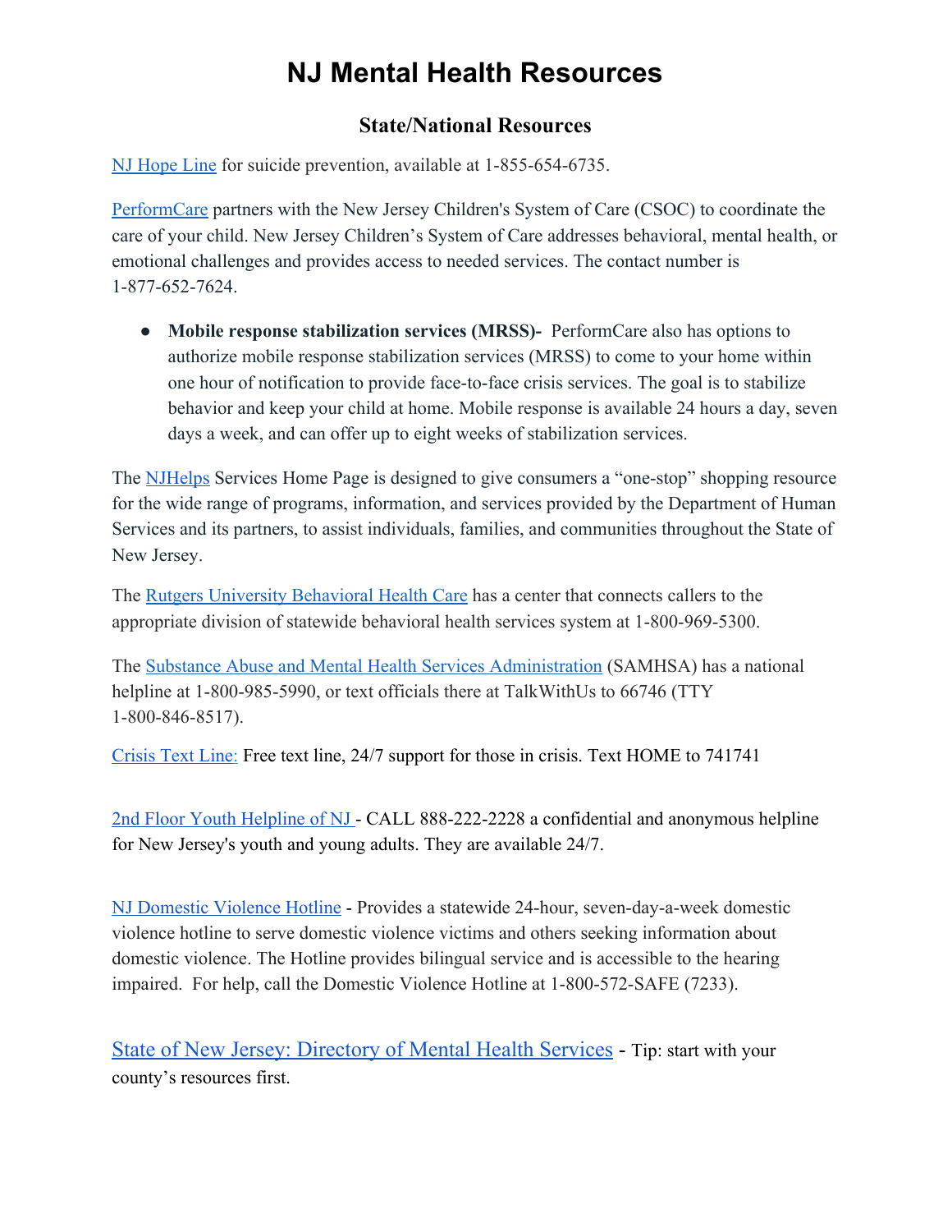# NJ Mental Health Resources

## State/National Resources

NJ Hope Line for suicide prevention, available at 1-855-654-6735.

PerformCare partners with the New Jersey Children's System of Care (CSOC) to coordinate the care of your child. New Jersey Children's System of Care addresses behavioral, mental health, or emotional challenges and provides access to needed services. The contact number is 1-877-652-7624.

- **Mobile response stabilization services (MRSS)-** PerformCare also has options to authorize mobile response stabilization services (MRSS) to come to your home within one hour of notification to provide face-to-face crisis services. The goal is to stabilize behavior and keep your child at home. Mobile response is available 24 hours a day, seven days a week, and can offer up to eight weeks of stabilization services.

The NJHelps Services Home Page is designed to give consumers a "one-stop" shopping resource for the wide range of programs, information, and services provided by the Department of Human Services and its partners, to assist individuals, families, and communities throughout the State of New Jersey.

The Rutgers University Behavioral Health Care has a center that connects callers to the appropriate division of statewide behavioral health services system at 1-800-969-5300.

The Substance Abuse and Mental Health Services Administration (SAMHSA) has a national helpline at 1-800-985-5990, or text officials there at TalkWithUs to 66746 (TTY 1-800-846-8517).

Crisis Text Line: Free text line, 24/7 support for those in crisis. Text HOME to 741741

2nd Floor Youth Helpline of NJ - CALL 888-222-2228 a confidential and anonymous helpline for New Jersey's youth and young adults. They are available 24/7.

NJ Domestic Violence Hotline - Provides a statewide 24-hour, seven-day-a-week domestic violence hotline to serve domestic violence victims and others seeking information about domestic violence. The Hotline provides bilingual service and is accessible to the hearing impaired. For help, call the Domestic Violence Hotline at 1-800-572-SAFE (7233).

State of New Jersey: Directory of Mental Health Services - Tip: start with your county's resources first.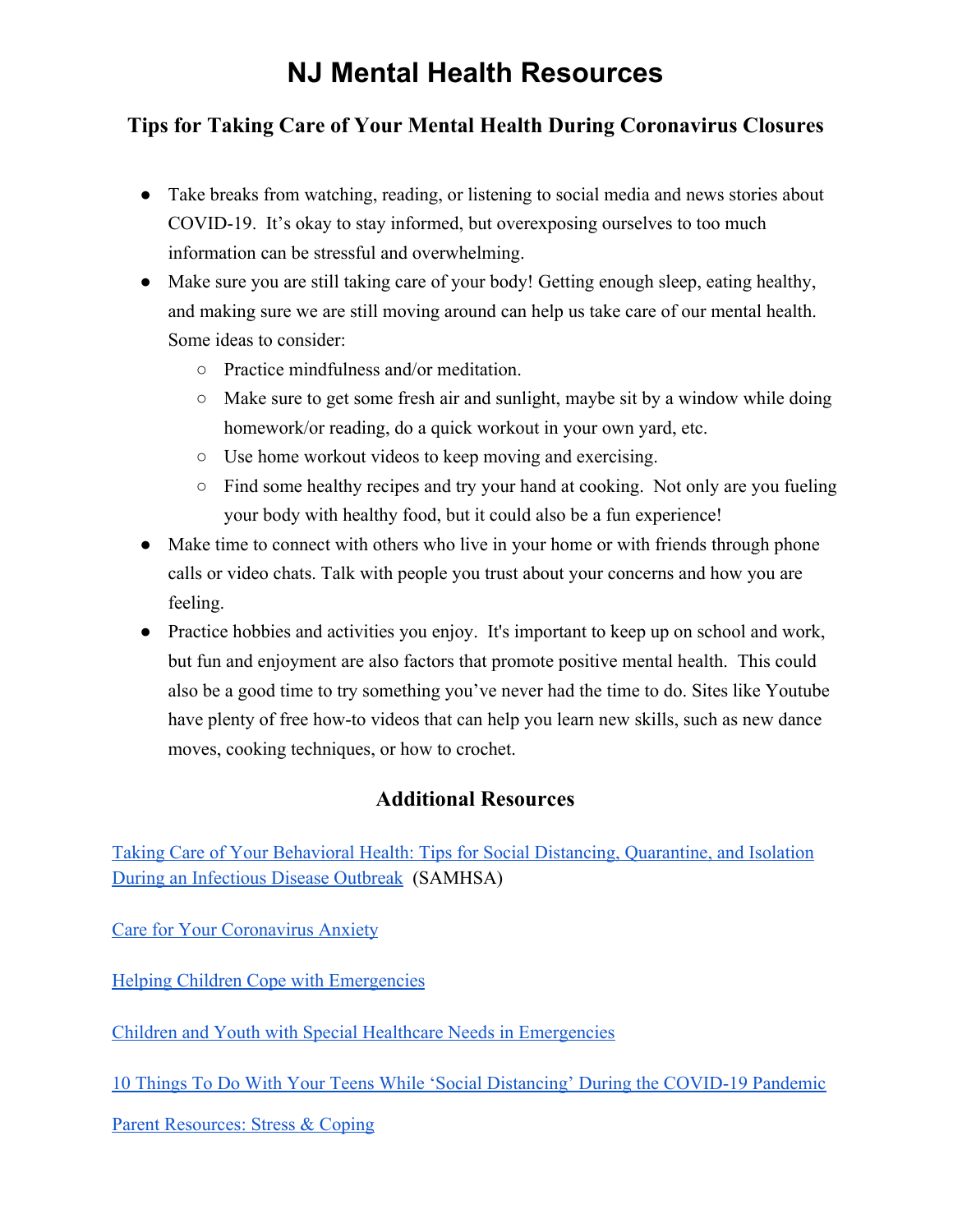# NJ Mental Health Resources

## Tips for Taking Care of Your Mental Health During Coronavirus Closures

- Take breaks from watching, reading, or listening to social media and news stories about COVID-19. It's okay to stay informed, but overexposing ourselves to too much information can be stressful and overwhelming.
- Make sure you are still taking care of your body! Getting enough sleep, eating healthy, and making sure we are still moving around can help us take care of our mental health. Some ideas to consider:
  - Practice mindfulness and/or meditation.
  - Make sure to get some fresh air and sunlight, maybe sit by a window while doing homework/or reading, do a quick workout in your own yard, etc.
  - Use home workout videos to keep moving and exercising.
  - Find some healthy recipes and try your hand at cooking. Not only are you fueling your body with healthy food, but it could also be a fun experience!
- Make time to connect with others who live in your home or with friends through phone calls or video chats. Talk with people you trust about your concerns and how you are feeling.
- Practice hobbies and activities you enjoy. It's important to keep up on school and work, but fun and enjoyment are also factors that promote positive mental health. This could also be a good time to try something you've never had the time to do. Sites like Youtube have plenty of free how-to videos that can help you learn new skills, such as new dance moves, cooking techniques, or how to crochet.

## Additional Resources

Taking Care of Your Behavioral Health: Tips for Social Distancing, Quarantine, and Isolation During an Infectious Disease Outbreak (SAMHSA)

Care for Your Coronavirus Anxiety

Helping Children Cope with Emergencies

Children and Youth with Special Healthcare Needs in Emergencies

10 Things To Do With Your Teens While 'Social Distancing' During the COVID-19 Pandemic

Parent Resources: Stress & Coping